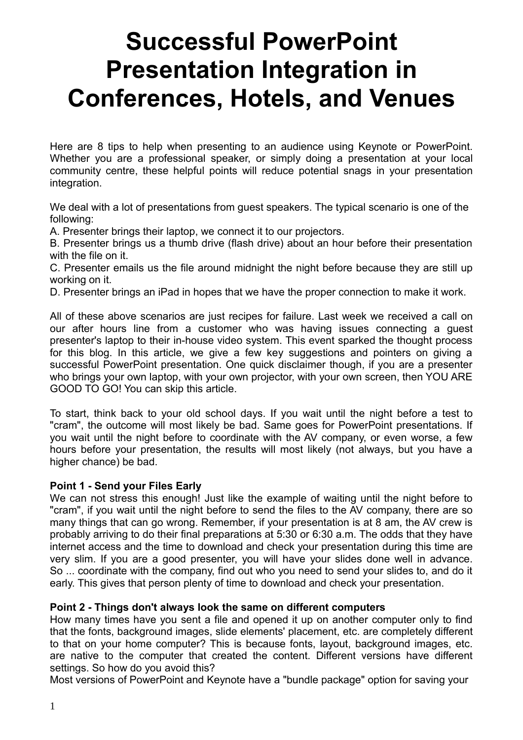# Successful PowerPoint Presentation Integration in Conferences, Hotels, and Venues

Here are 8 tips to help when presenting to an audience using Keynote or PowerPoint. Whether you are a professional speaker, or simply doing a presentation at your local community centre, these helpful points will reduce potential snags in your presentation integration.

We deal with a lot of presentations from guest speakers. The typical scenario is one of the following:

A. Presenter brings their laptop, we connect it to our projectors.

B. Presenter brings us a thumb drive (flash drive) about an hour before their presentation with the file on it.

C. Presenter emails us the file around midnight the night before because they are still up working on it.

D. Presenter brings an iPad in hopes that we have the proper connection to make it work.

All of these above scenarios are just recipes for failure. Last week we received a call on our after hours line from a customer who was having issues connecting a guest presenter's laptop to their in-house video system. This event sparked the thought process for this blog. In this article, we give a few key suggestions and pointers on giving a successful PowerPoint presentation. One quick disclaimer though, if you are a presenter who brings your own laptop, with your own projector, with your own screen, then YOU ARE GOOD TO GO! You can skip this article.

To start, think back to your old school days. If you wait until the night before a test to "cram", the outcome will most likely be bad. Same goes for PowerPoint presentations. If you wait until the night before to coordinate with the AV company, or even worse, a few hours before your presentation, the results will most likely (not always, but you have a higher chance) be bad.

**Point 1 - Send your Files Early**

We can not stress this enough! Just like the example of waiting until the night before to "cram", if you wait until the night before to send the files to the AV company, there are so many things that can go wrong. Remember, if your presentation is at 8 am, the AV crew is probably arriving to do their final preparations at 5:30 or 6:30 a.m. The odds that they have internet access and the time to download and check your presentation during this time are very slim. If you are a good presenter, you will have your slides done well in advance. So ... coordinate with the company, find out who you need to send your slides to, and do it early. This gives that person plenty of time to download and check your presentation.

**Point 2 - Things don't always look the same on different computers**

How many times have you sent a file and opened it up on another computer only to find that the fonts, background images, slide elements' placement, etc. are completely different to that on your home computer? This is because fonts, layout, background images, etc. are native to the computer that created the content. Different versions have different settings. So how do you avoid this?

Most versions of PowerPoint and Keynote have a "bundle package" option for saving your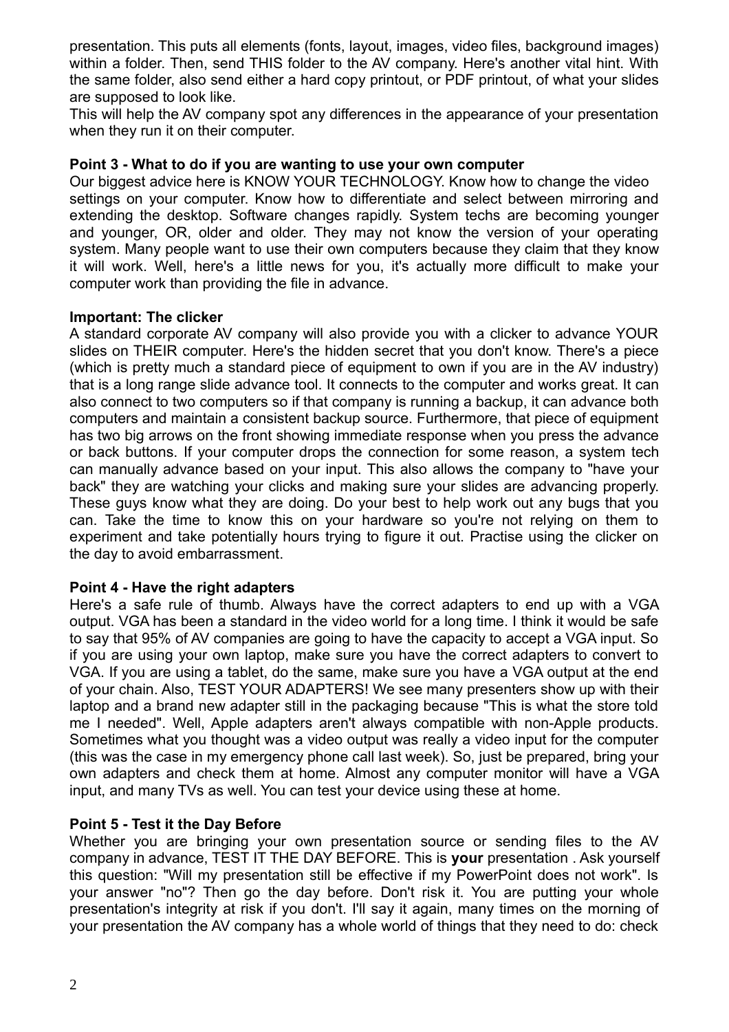presentation. This puts all elements (fonts, layout, images, video files, background images) within a folder. Then, send THIS folder to the AV company. Here's another vital hint. With the same folder, also send either a hard copy printout, or PDF printout, of what your slides are supposed to look like.

This will help the AV company spot any differences in the appearance of your presentation when they run it on their computer.

**Point 3 - What to do if you are wanting to use your own computer**

Our biggest advice here is KNOW YOUR TECHNOLOGY. Know how to change the video settings on your computer. Know how to differentiate and select between mirroring and extending the desktop. Software changes rapidly. System techs are becoming younger and younger, OR, older and older. They may not know the version of your operating system. Many people want to use their own computers because they claim that they know it will work. Well, here's a little news for you, it's actually more difficult to make your computer work than providing the file in advance.

**Important: The clicker**

A standard corporate AV company will also provide you with a clicker to advance YOUR slides on THEIR computer. Here's the hidden secret that you don't know. There's a piece (which is pretty much a standard piece of equipment to own if you are in the AV industry) that is a long range slide advance tool. It connects to the computer and works great. It can also connect to two computers so if that company is running a backup, it can advance both computers and maintain a consistent backup source. Furthermore, that piece of equipment has two big arrows on the front showing immediate response when you press the advance or back buttons. If your computer drops the connection for some reason, a system tech can manually advance based on your input. This also allows the company to "have your back" they are watching your clicks and making sure your slides are advancing properly. These guys know what they are doing. Do your best to help work out any bugs that you can. Take the time to know this on your hardware so you're not relying on them to experiment and take potentially hours trying to figure it out. Practise using the clicker on the day to avoid embarrassment.

**Point 4 - Have the right adapters**

Here's a safe rule of thumb. Always have the correct adapters to end up with a VGA output. VGA has been a standard in the video world for a long time. I think it would be safe to say that 95% of AV companies are going to have the capacity to accept a VGA input. So if you are using your own laptop, make sure you have the correct adapters to convert to VGA. If you are using a tablet, do the same, make sure you have a VGA output at the end of your chain. Also, TEST YOUR ADAPTERS! We see many presenters show up with their laptop and a brand new adapter still in the packaging because "This is what the store told me I needed". Well, Apple adapters aren't always compatible with non-Apple products. Sometimes what you thought was a video output was really a video input for the computer (this was the case in my emergency phone call last week). So, just be prepared, bring your own adapters and check them at home. Almost any computer monitor will have a VGA input, and many TVs as well. You can test your device using these at home.

**Point 5 - Test it the Day Before**

Whether you are bringing your own presentation source or sending files to the AV company in advance, TEST IT THE DAY BEFORE. This is **your** presentation . Ask yourself this question: "Will my presentation still be effective if my PowerPoint does not work". Is your answer "no"? Then go the day before. Don't risk it. You are putting your whole presentation's integrity at risk if you don't. I'll say it again, many times on the morning of your presentation the AV company has a whole world of things that they need to do: check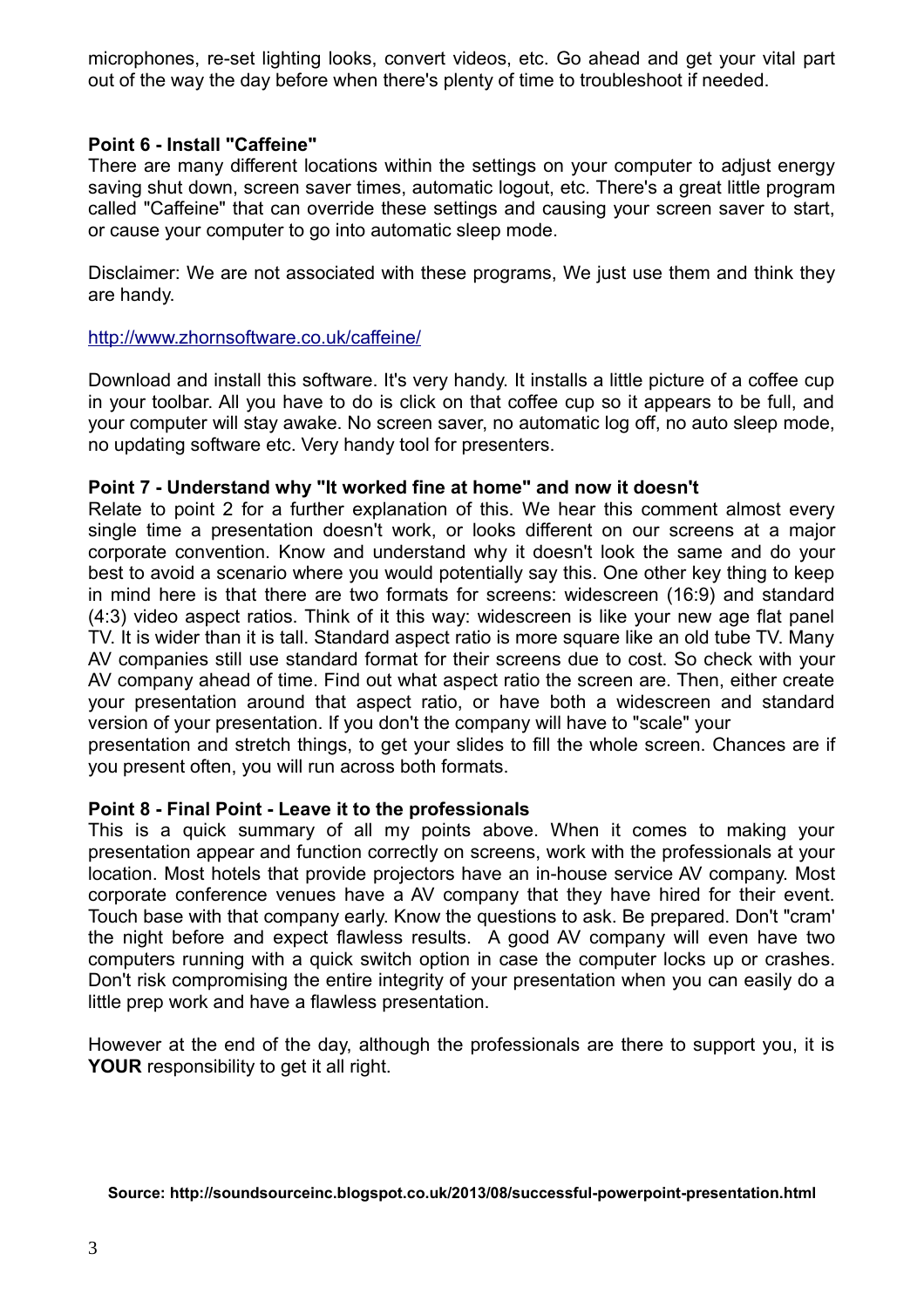microphones, re-set lighting looks, convert videos, etc. Go ahead and get your vital part out of the way the day before when there's plenty of time to troubleshoot if needed.

**Point 6 - Install "Caffeine"**
There are many different locations within the settings on your computer to adjust energy saving shut down, screen saver times, automatic logout, etc. There's a great little program called "Caffeine" that can override these settings and causing your screen saver to start, or cause your computer to go into automatic sleep mode.

Disclaimer: We are not associated with these programs, We just use them and think they are handy.

http://www.zhornsoftware.co.uk/caffeine/

Download and install this software. It's very handy. It installs a little picture of a coffee cup in your toolbar. All you have to do is click on that coffee cup so it appears to be full, and your computer will stay awake. No screen saver, no automatic log off, no auto sleep mode, no updating software etc. Very handy tool for presenters.

**Point 7 - Understand why "It worked fine at home" and now it doesn't**
Relate to point 2 for a further explanation of this. We hear this comment almost every single time a presentation doesn't work, or looks different on our screens at a major corporate convention. Know and understand why it doesn't look the same and do your best to avoid a scenario where you would potentially say this. One other key thing to keep in mind here is that there are two formats for screens: widescreen (16:9) and standard (4:3) video aspect ratios. Think of it this way: widescreen is like your new age flat panel TV. It is wider than it is tall. Standard aspect ratio is more square like an old tube TV. Many AV companies still use standard format for their screens due to cost. So check with your AV company ahead of time. Find out what aspect ratio the screen are. Then, either create your presentation around that aspect ratio, or have both a widescreen and standard version of your presentation. If you don't the company will have to "scale" your presentation and stretch things, to get your slides to fill the whole screen. Chances are if you present often, you will run across both formats.

**Point 8 - Final Point - Leave it to the professionals**
This is a quick summary of all my points above. When it comes to making your presentation appear and function correctly on screens, work with the professionals at your location. Most hotels that provide projectors have an in-house service AV company. Most corporate conference venues have a AV company that they have hired for their event. Touch base with that company early. Know the questions to ask. Be prepared. Don't "cram' the night before and expect flawless results. A good AV company will even have two computers running with a quick switch option in case the computer locks up or crashes. Don't risk compromising the entire integrity of your presentation when you can easily do a little prep work and have a flawless presentation.

However at the end of the day, although the professionals are there to support you, it is **YOUR** responsibility to get it all right.

**Source: http://soundsourceinc.blogspot.co.uk/2013/08/successful-powerpoint-presentation.html**